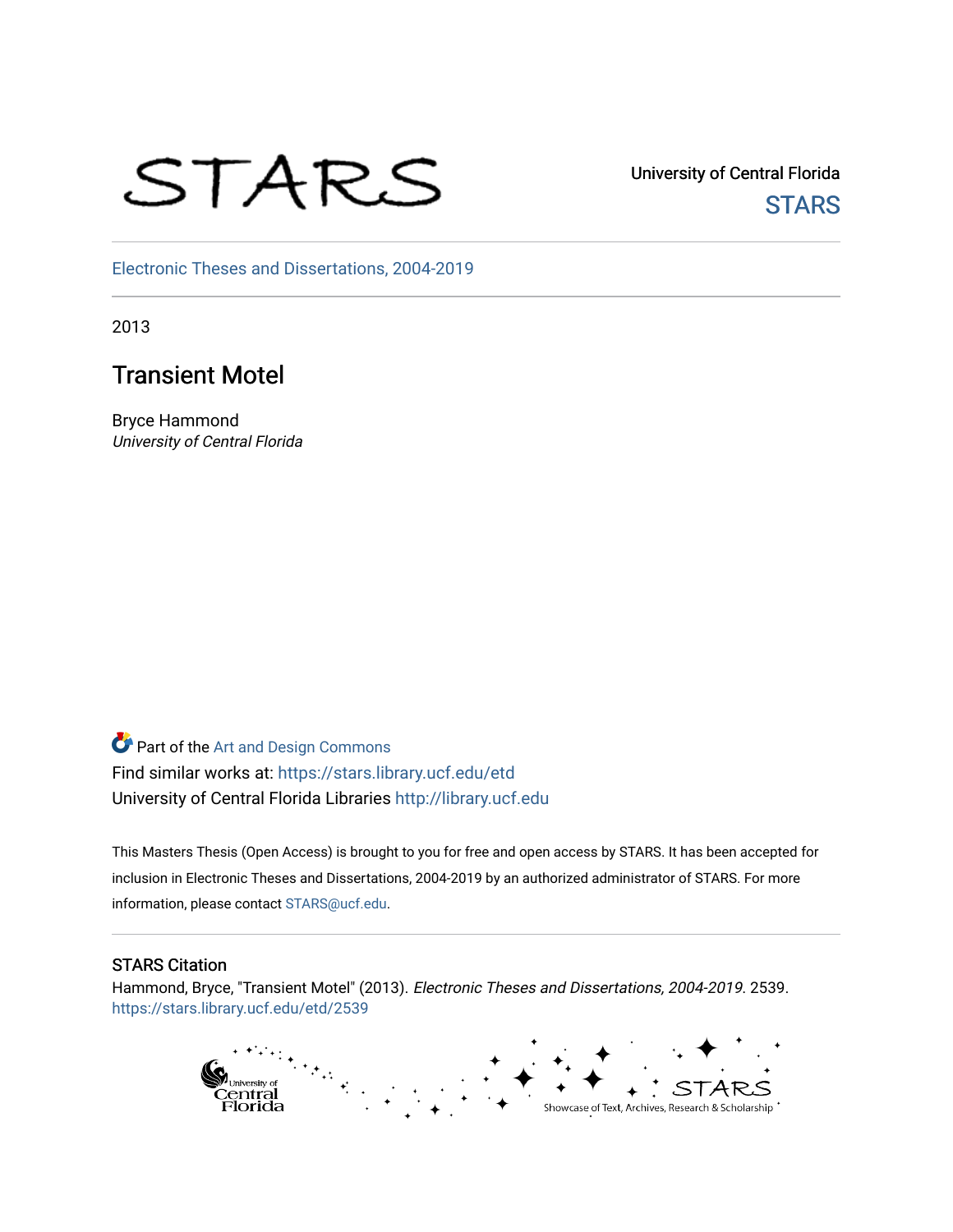University of Central Florida

STARS

Electronic Theses and Dissertations, 2004-2019

2013

# Transient Motel

Bryce Hammond
*University of Central Florida*

Part of the Art and Design Commons
Find similar works at: https://stars.library.ucf.edu/etd
University of Central Florida Libraries http://library.ucf.edu

This Masters Thesis (Open Access) is brought to you for free and open access by STARS. It has been accepted for inclusion in Electronic Theses and Dissertations, 2004-2019 by an authorized administrator of STARS. For more information, please contact STARS@ucf.edu.

## STARS Citation

Hammond, Bryce, "Transient Motel" (2013). *Electronic Theses and Dissertations, 2004-2019*. 2539.
https://stars.library.ucf.edu/etd/2539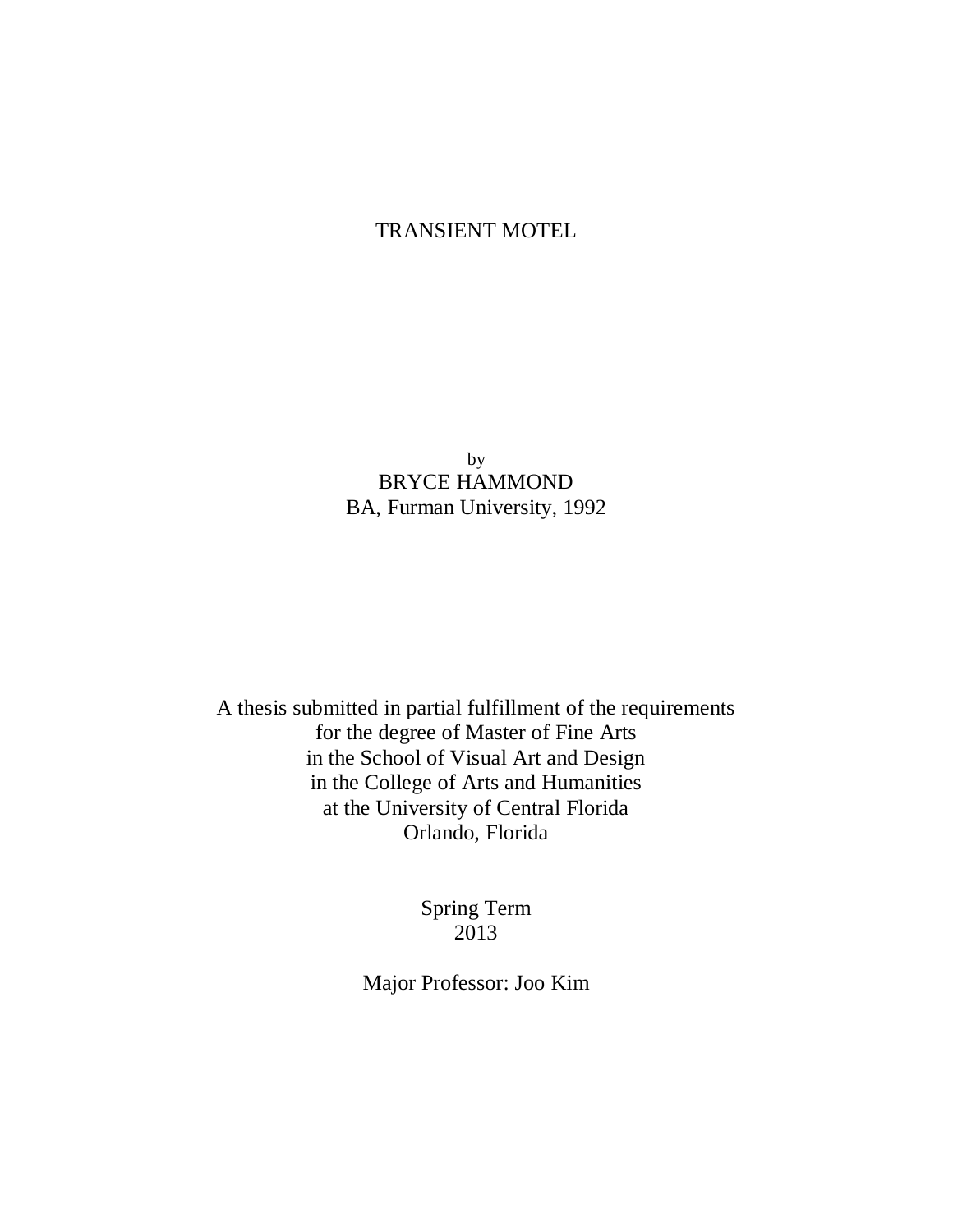# TRANSIENT MOTEL

by
BRYCE HAMMOND
BA, Furman University, 1992

A thesis submitted in partial fulfillment of the requirements
for the degree of Master of Fine Arts
in the School of Visual Art and Design
in the College of Arts and Humanities
at the University of Central Florida
Orlando, Florida

Spring Term
2013

Major Professor: Joo Kim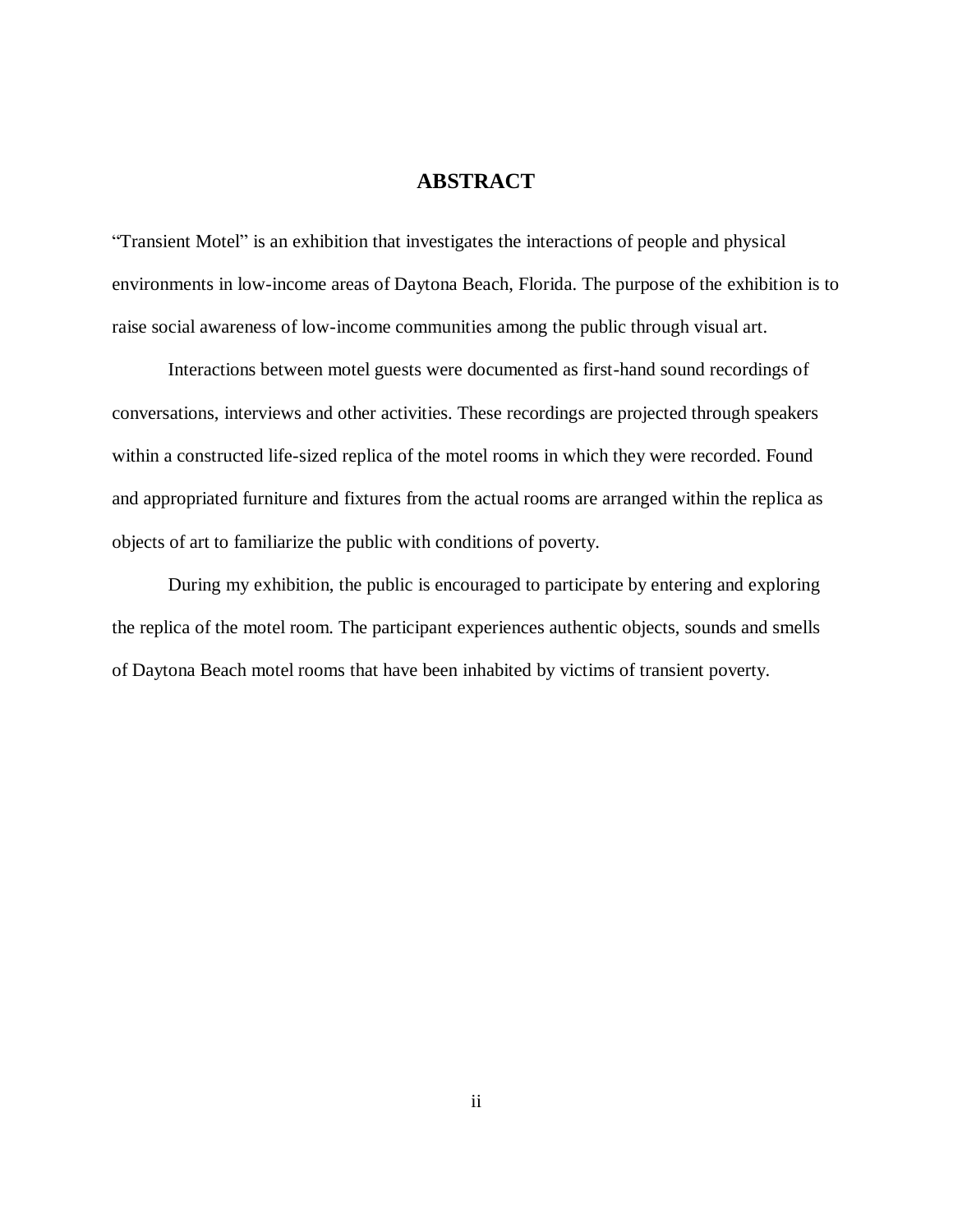# ABSTRACT

"Transient Motel" is an exhibition that investigates the interactions of people and physical environments in low-income areas of Daytona Beach, Florida. The purpose of the exhibition is to raise social awareness of low-income communities among the public through visual art.

Interactions between motel guests were documented as first-hand sound recordings of conversations, interviews and other activities. These recordings are projected through speakers within a constructed life-sized replica of the motel rooms in which they were recorded. Found and appropriated furniture and fixtures from the actual rooms are arranged within the replica as objects of art to familiarize the public with conditions of poverty.

During my exhibition, the public is encouraged to participate by entering and exploring the replica of the motel room. The participant experiences authentic objects, sounds and smells of Daytona Beach motel rooms that have been inhabited by victims of transient poverty.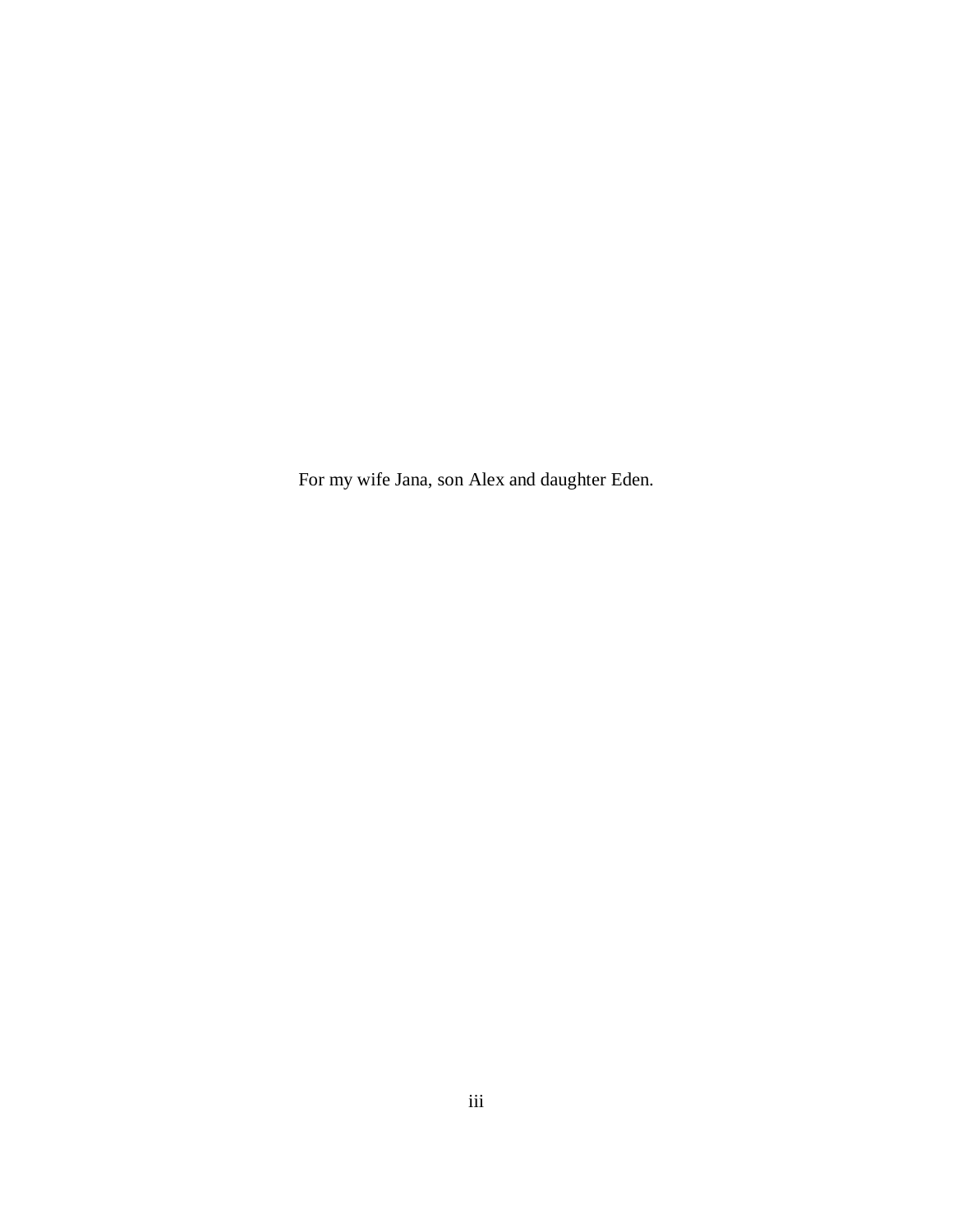For my wife Jana, son Alex and daughter Eden.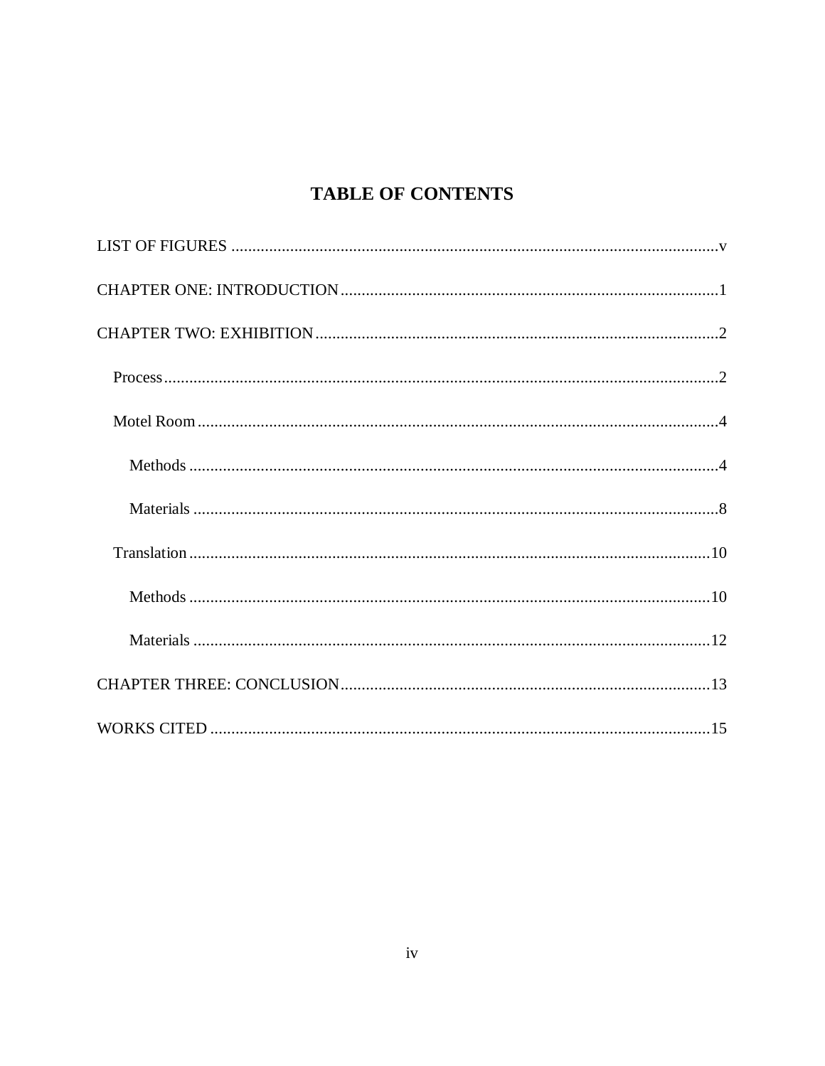# TABLE OF CONTENTS

LIST OF FIGURES ....................................................................................................................v

CHAPTER ONE: INTRODUCTION.........................................................................................1

CHAPTER TWO: EXHIBITION................................................................................................2

Process....................................................................................................................................2

Motel Room............................................................................................................................4

Methods ..............................................................................................................................4

Materials .............................................................................................................................8

Translation.............................................................................................................................10

Methods ............................................................................................................................10

Materials ...........................................................................................................................12

CHAPTER THREE: CONCLUSION.......................................................................................13

WORKS CITED .......................................................................................................................15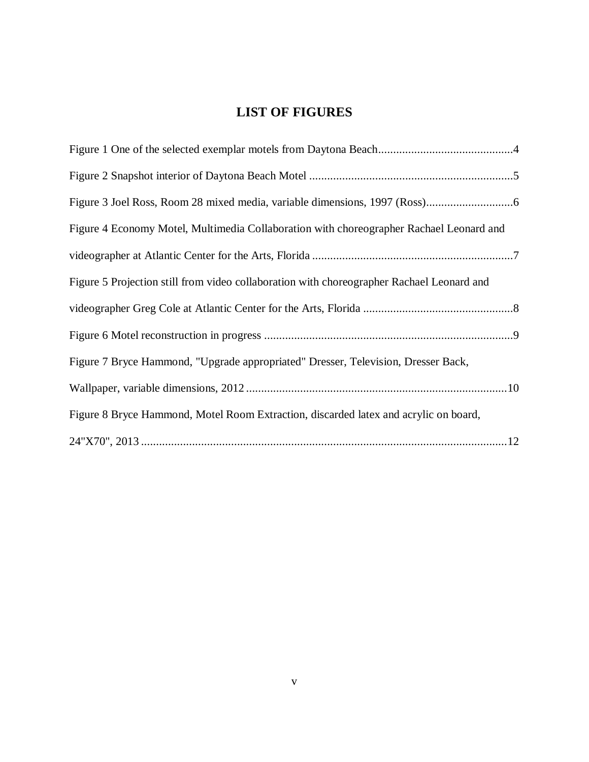# LIST OF FIGURES

Figure 1 One of the selected exemplar motels from Daytona Beach.............................................4

Figure 2 Snapshot interior of Daytona Beach Motel ....................................................................5

Figure 3 Joel Ross, Room 28 mixed media, variable dimensions, 1997 (Ross).............................6

Figure 4 Economy Motel, Multimedia Collaboration with choreographer Rachael Leonard and videographer at Atlantic Center for the Arts, Florida ...................................................................7

Figure 5 Projection still from video collaboration with choreographer Rachael Leonard and videographer Greg Cole at Atlantic Center for the Arts, Florida ..................................................8

Figure 6 Motel reconstruction in progress ...................................................................................9

Figure 7 Bryce Hammond, "Upgrade appropriated" Dresser, Television, Dresser Back, Wallpaper, variable dimensions, 2012 .......................................................................................10

Figure 8 Bryce Hammond, Motel Room Extraction, discarded latex and acrylic on board, 24"X70", 2013 .........................................................................................................................12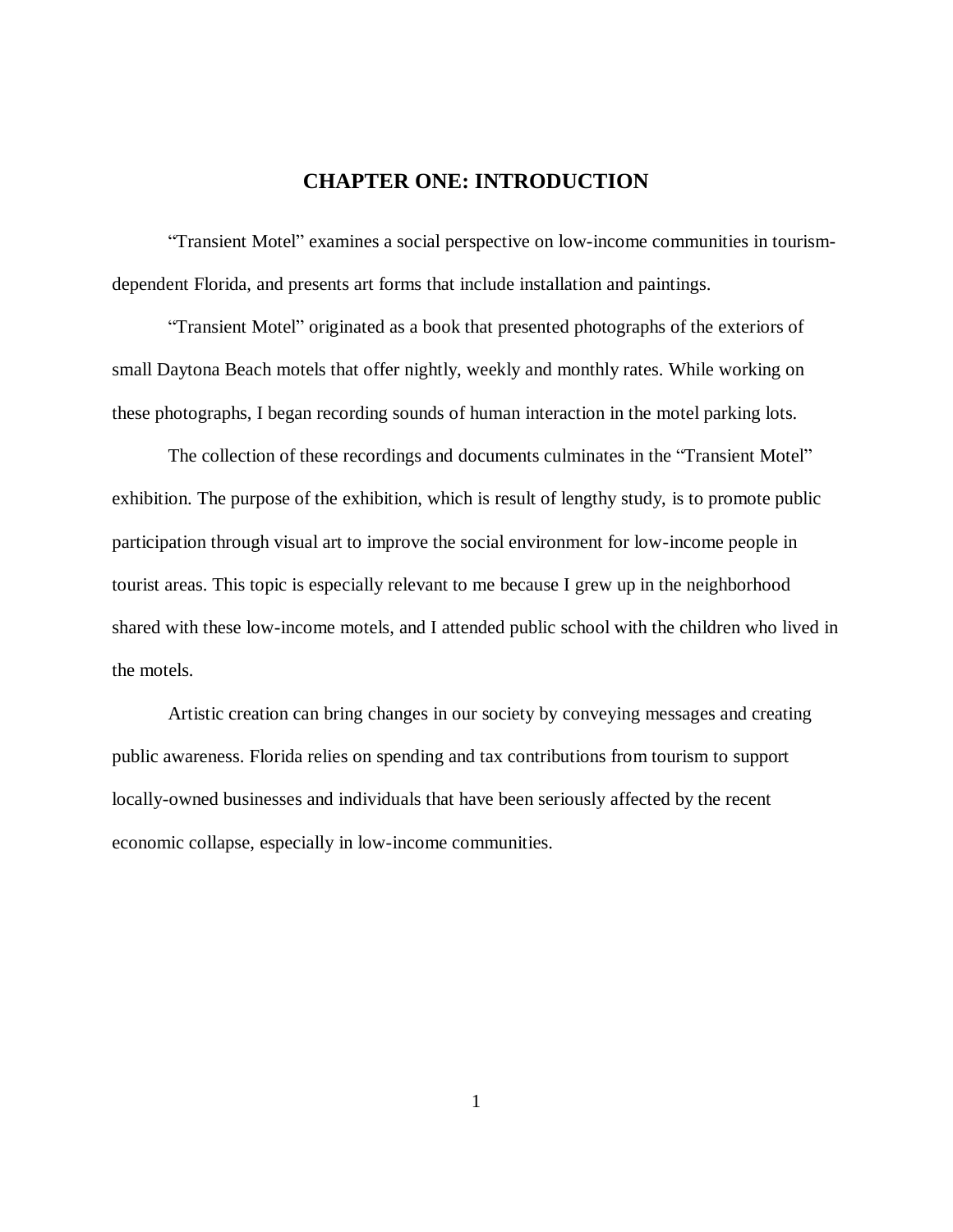# CHAPTER ONE: INTRODUCTION

"Transient Motel" examines a social perspective on low-income communities in tourism-dependent Florida, and presents art forms that include installation and paintings.

"Transient Motel" originated as a book that presented photographs of the exteriors of small Daytona Beach motels that offer nightly, weekly and monthly rates. While working on these photographs, I began recording sounds of human interaction in the motel parking lots.

The collection of these recordings and documents culminates in the "Transient Motel" exhibition. The purpose of the exhibition, which is result of lengthy study, is to promote public participation through visual art to improve the social environment for low-income people in tourist areas. This topic is especially relevant to me because I grew up in the neighborhood shared with these low-income motels, and I attended public school with the children who lived in the motels.

Artistic creation can bring changes in our society by conveying messages and creating public awareness. Florida relies on spending and tax contributions from tourism to support locally-owned businesses and individuals that have been seriously affected by the recent economic collapse, especially in low-income communities.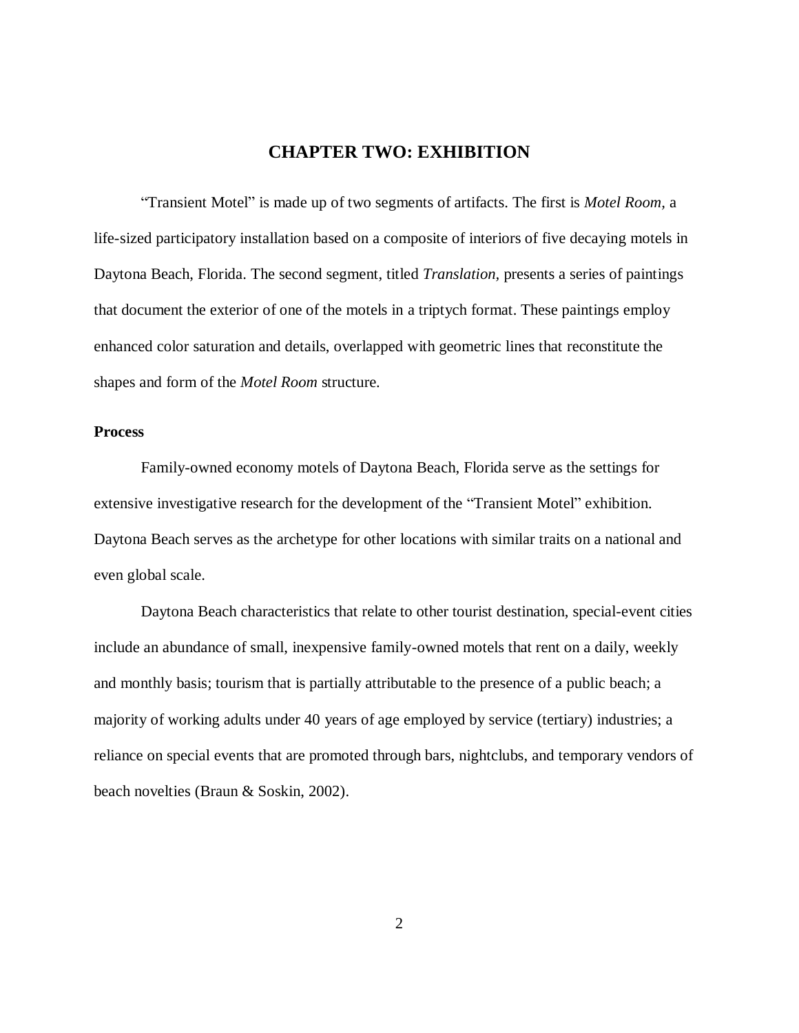# CHAPTER TWO: EXHIBITION

"Transient Motel" is made up of two segments of artifacts. The first is *Motel Room*, a life-sized participatory installation based on a composite of interiors of five decaying motels in Daytona Beach, Florida. The second segment, titled *Translation*, presents a series of paintings that document the exterior of one of the motels in a triptych format. These paintings employ enhanced color saturation and details, overlapped with geometric lines that reconstitute the shapes and form of the *Motel Room* structure.

## Process

Family-owned economy motels of Daytona Beach, Florida serve as the settings for extensive investigative research for the development of the "Transient Motel" exhibition. Daytona Beach serves as the archetype for other locations with similar traits on a national and even global scale.

Daytona Beach characteristics that relate to other tourist destination, special-event cities include an abundance of small, inexpensive family-owned motels that rent on a daily, weekly and monthly basis; tourism that is partially attributable to the presence of a public beach; a majority of working adults under 40 years of age employed by service (tertiary) industries; a reliance on special events that are promoted through bars, nightclubs, and temporary vendors of beach novelties (Braun & Soskin, 2002).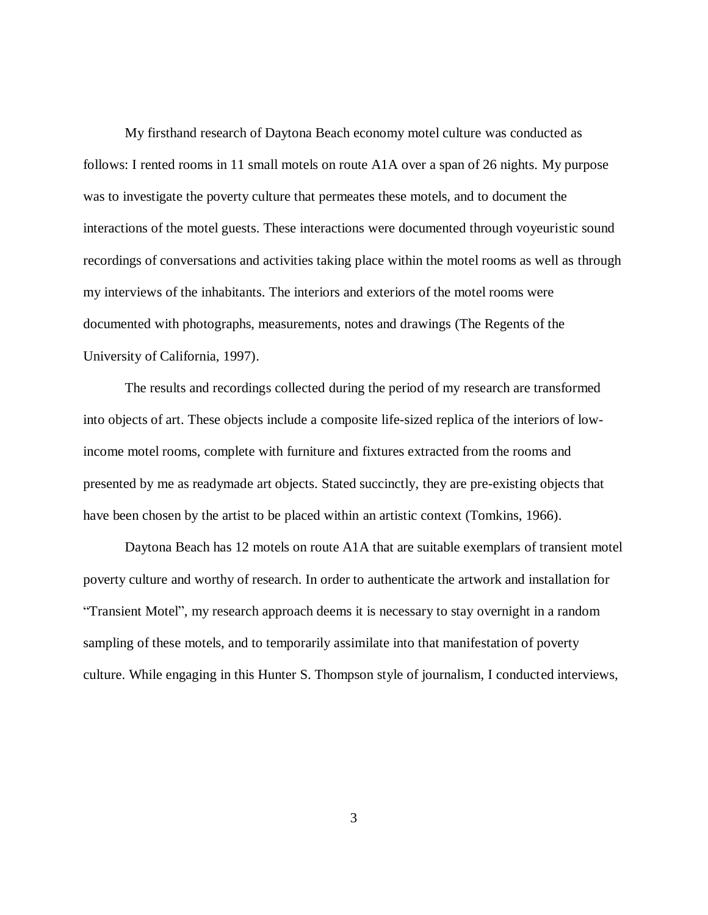My firsthand research of Daytona Beach economy motel culture was conducted as follows: I rented rooms in 11 small motels on route A1A over a span of 26 nights. My purpose was to investigate the poverty culture that permeates these motels, and to document the interactions of the motel guests. These interactions were documented through voyeuristic sound recordings of conversations and activities taking place within the motel rooms as well as through my interviews of the inhabitants. The interiors and exteriors of the motel rooms were documented with photographs, measurements, notes and drawings (The Regents of the University of California, 1997).

The results and recordings collected during the period of my research are transformed into objects of art. These objects include a composite life-sized replica of the interiors of low-income motel rooms, complete with furniture and fixtures extracted from the rooms and presented by me as readymade art objects. Stated succinctly, they are pre-existing objects that have been chosen by the artist to be placed within an artistic context (Tomkins, 1966).

Daytona Beach has 12 motels on route A1A that are suitable exemplars of transient motel poverty culture and worthy of research. In order to authenticate the artwork and installation for "Transient Motel", my research approach deems it is necessary to stay overnight in a random sampling of these motels, and to temporarily assimilate into that manifestation of poverty culture. While engaging in this Hunter S. Thompson style of journalism, I conducted interviews,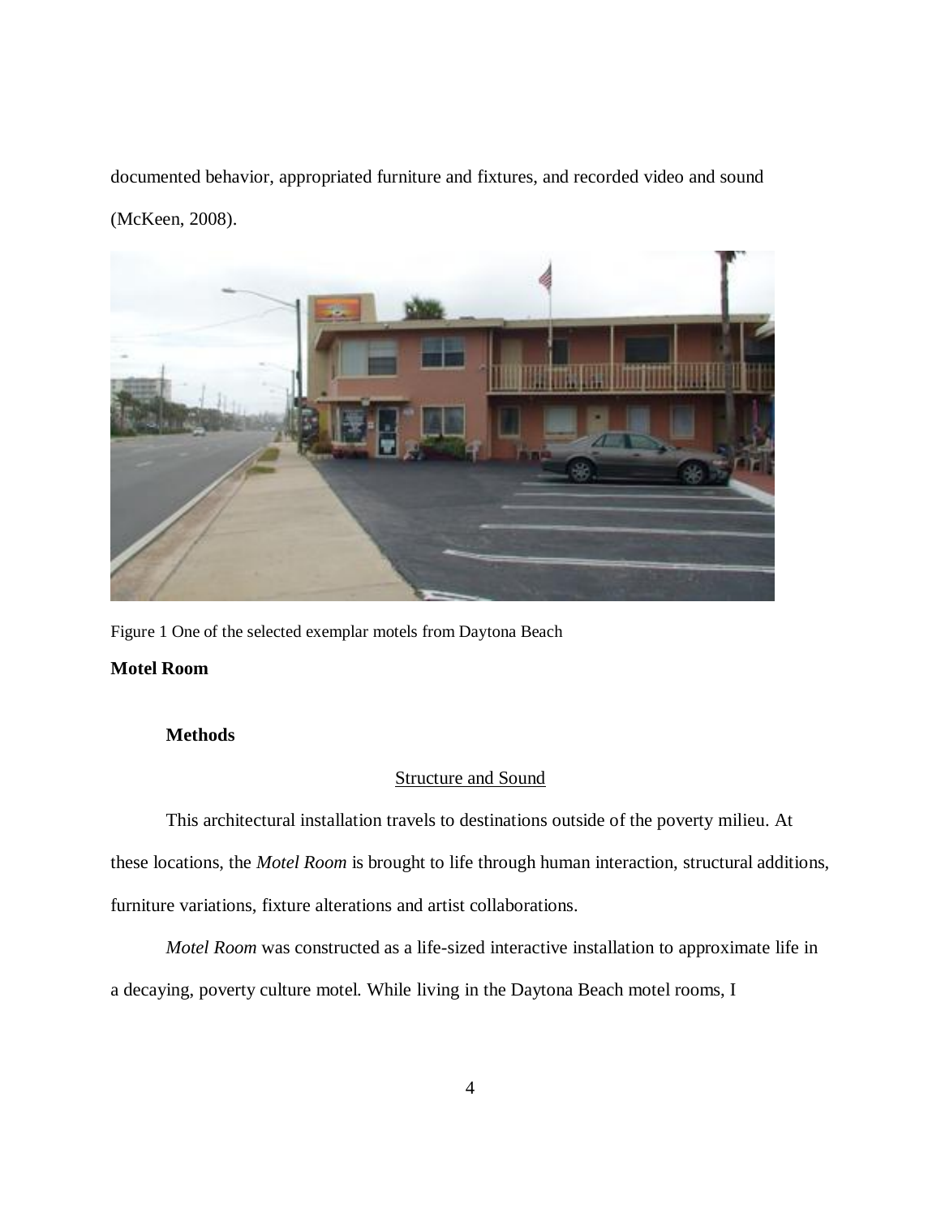documented behavior, appropriated furniture and fixtures, and recorded video and sound (McKeen, 2008).

Figure 1 One of the selected exemplar motels from Daytona Beach

**Motel Room**

**Methods**

Structure and Sound

This architectural installation travels to destinations outside of the poverty milieu. At these locations, the *Motel Room* is brought to life through human interaction, structural additions, furniture variations, fixture alterations and artist collaborations.

*Motel Room* was constructed as a life-sized interactive installation to approximate life in a decaying, poverty culture motel. While living in the Daytona Beach motel rooms, I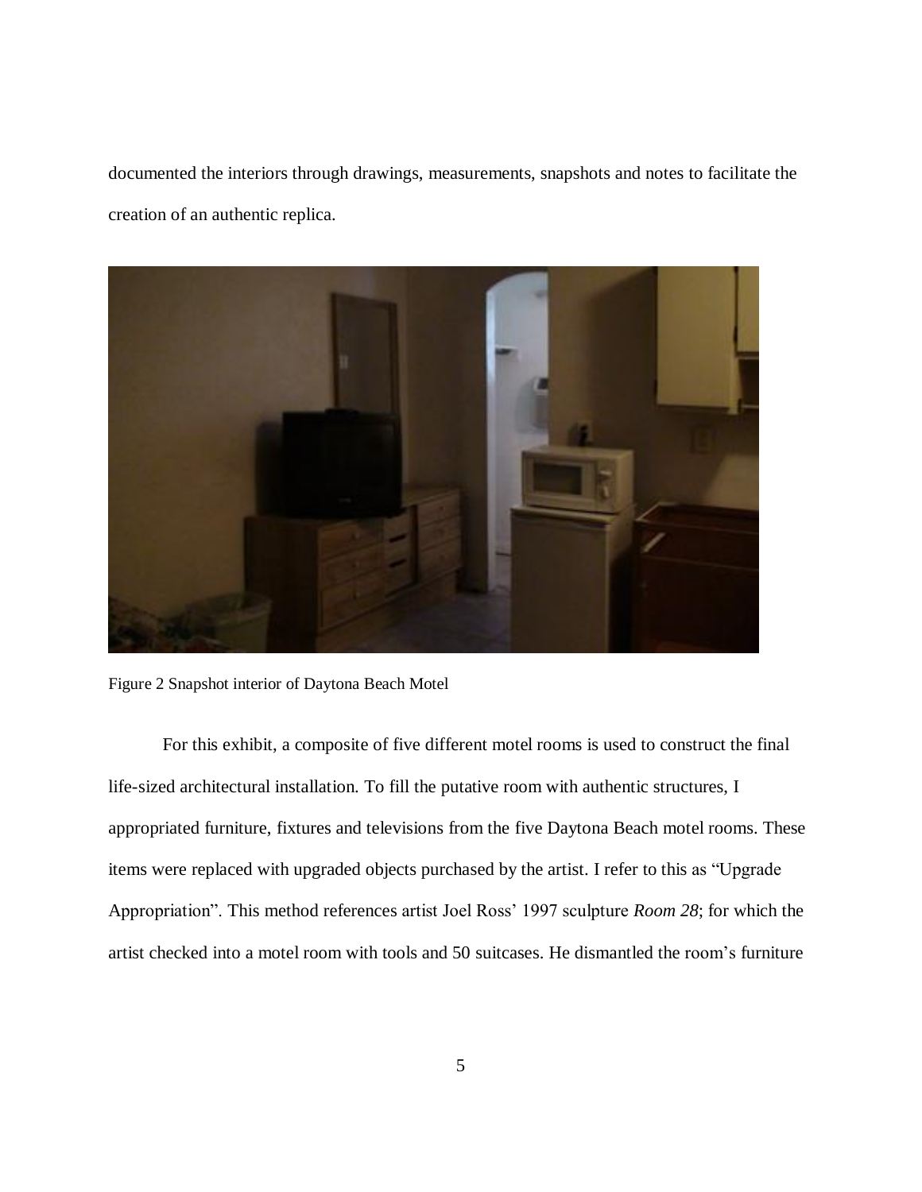documented the interiors through drawings, measurements, snapshots and notes to facilitate the creation of an authentic replica.

Figure 2 Snapshot interior of Daytona Beach Motel

For this exhibit, a composite of five different motel rooms is used to construct the final life-sized architectural installation. To fill the putative room with authentic structures, I appropriated furniture, fixtures and televisions from the five Daytona Beach motel rooms. These items were replaced with upgraded objects purchased by the artist. I refer to this as "Upgrade Appropriation". This method references artist Joel Ross' 1997 sculpture *Room 28*; for which the artist checked into a motel room with tools and 50 suitcases. He dismantled the room's furniture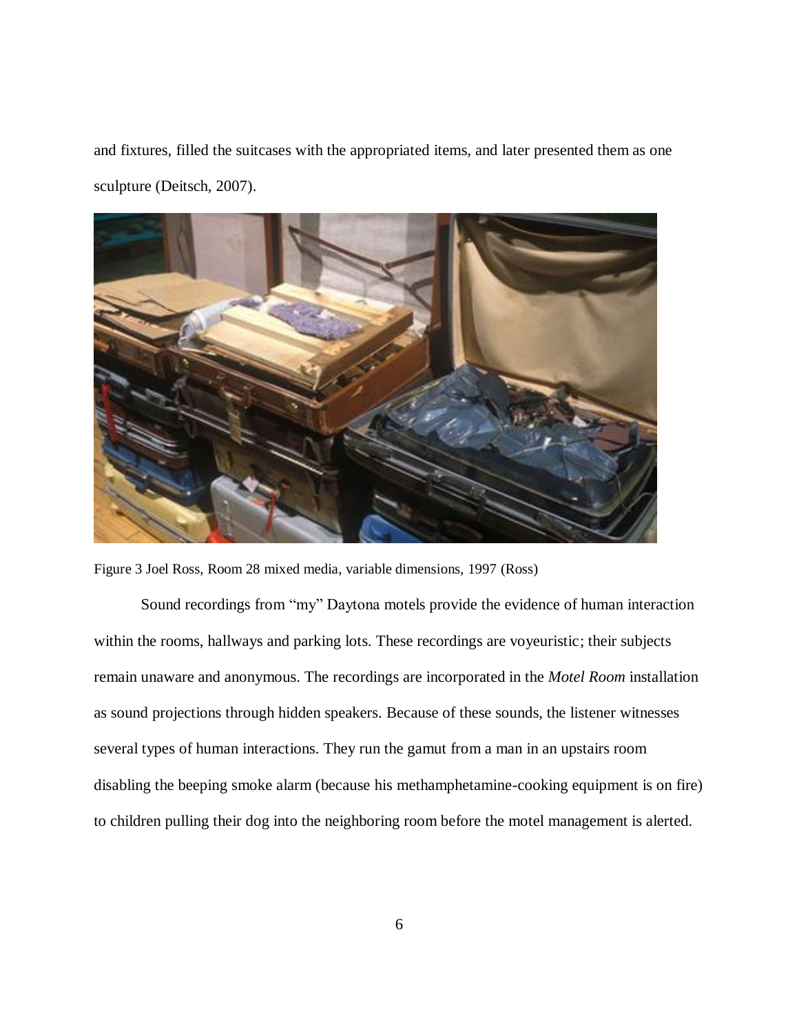and fixtures, filled the suitcases with the appropriated items, and later presented them as one sculpture (Deitsch, 2007).

Figure 3 Joel Ross, Room 28 mixed media, variable dimensions, 1997 (Ross)

Sound recordings from “my” Daytona motels provide the evidence of human interaction within the rooms, hallways and parking lots. These recordings are voyeuristic; their subjects remain unaware and anonymous. The recordings are incorporated in the *Motel Room* installation as sound projections through hidden speakers. Because of these sounds, the listener witnesses several types of human interactions. They run the gamut from a man in an upstairs room disabling the beeping smoke alarm (because his methamphetamine-cooking equipment is on fire) to children pulling their dog into the neighboring room before the motel management is alerted.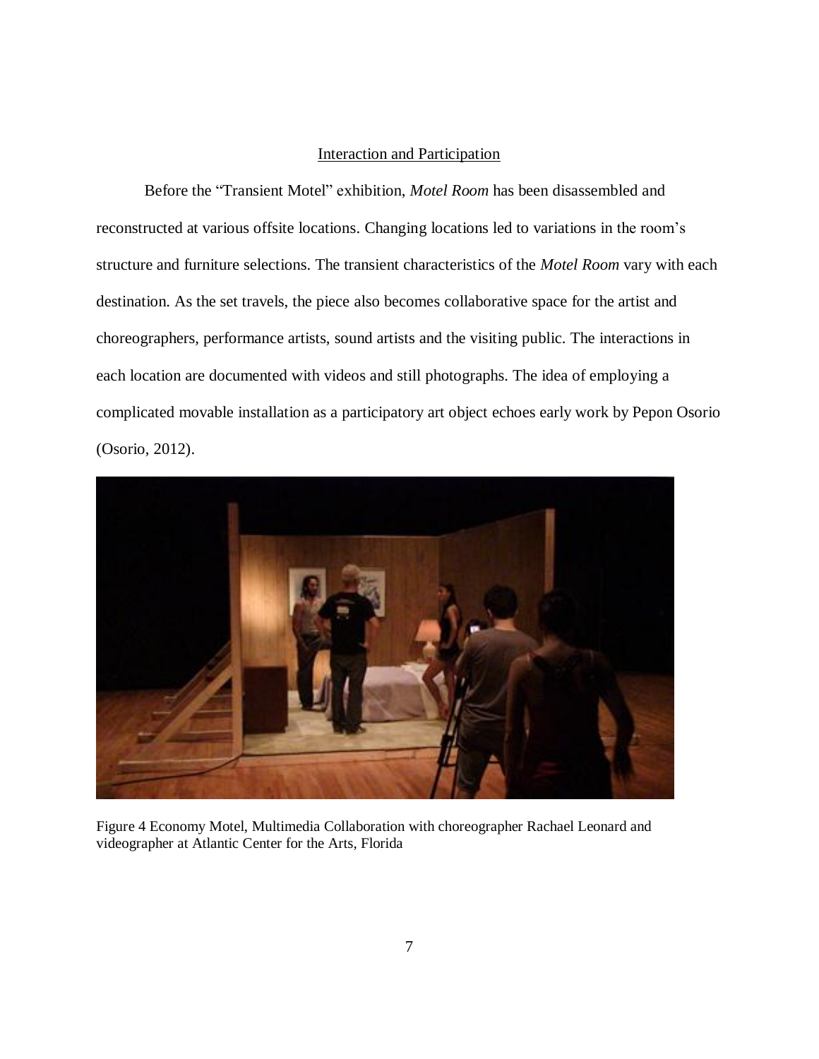## Interaction and Participation

Before the "Transient Motel" exhibition, *Motel Room* has been disassembled and reconstructed at various offsite locations. Changing locations led to variations in the room's structure and furniture selections. The transient characteristics of the *Motel Room* vary with each destination. As the set travels, the piece also becomes collaborative space for the artist and choreographers, performance artists, sound artists and the visiting public. The interactions in each location are documented with videos and still photographs. The idea of employing a complicated movable installation as a participatory art object echoes early work by Pepon Osorio (Osorio, 2012).

Figure 4 Economy Motel, Multimedia Collaboration with choreographer Rachael Leonard and videographer at Atlantic Center for the Arts, Florida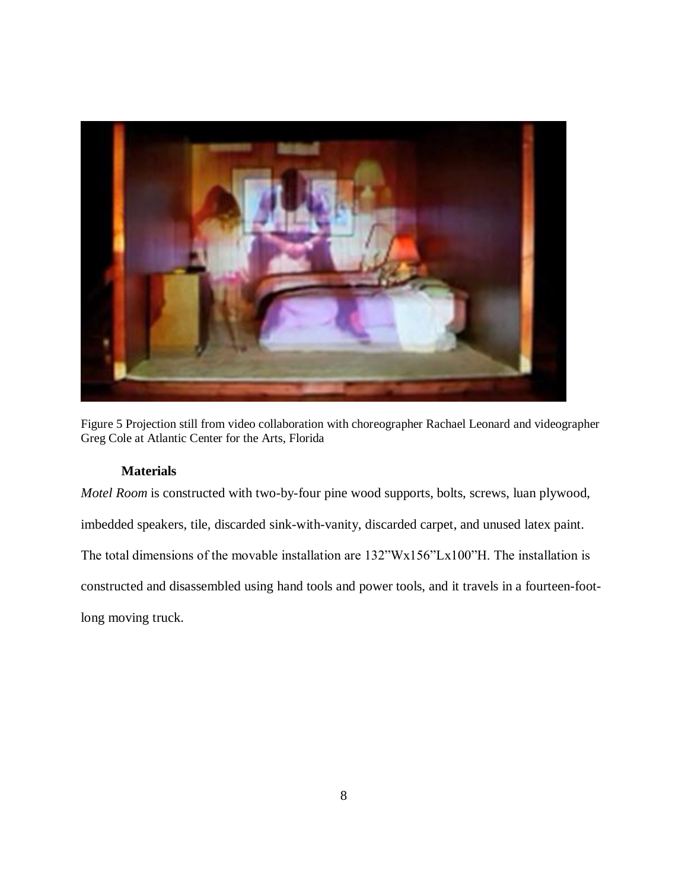Figure 5 Projection still from video collaboration with choreographer Rachael Leonard and videographer Greg Cole at Atlantic Center for the Arts, Florida

### Materials

*Motel Room* is constructed with two-by-four pine wood supports, bolts, screws, luan plywood, imbedded speakers, tile, discarded sink-with-vanity, discarded carpet, and unused latex paint. The total dimensions of the movable installation are 132”Wx156”Lx100”H. The installation is constructed and disassembled using hand tools and power tools, and it travels in a fourteen-foot-long moving truck.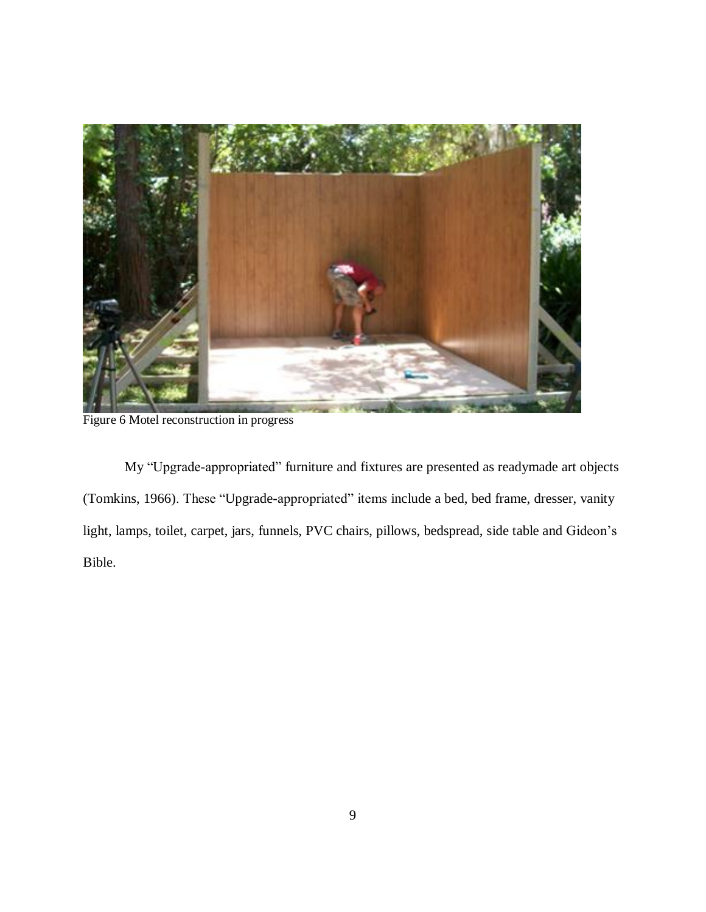Figure 6 Motel reconstruction in progress

My "Upgrade-appropriated" furniture and fixtures are presented as readymade art objects (Tomkins, 1966). These "Upgrade-appropriated" items include a bed, bed frame, dresser, vanity light, lamps, toilet, carpet, jars, funnels, PVC chairs, pillows, bedspread, side table and Gideon's Bible.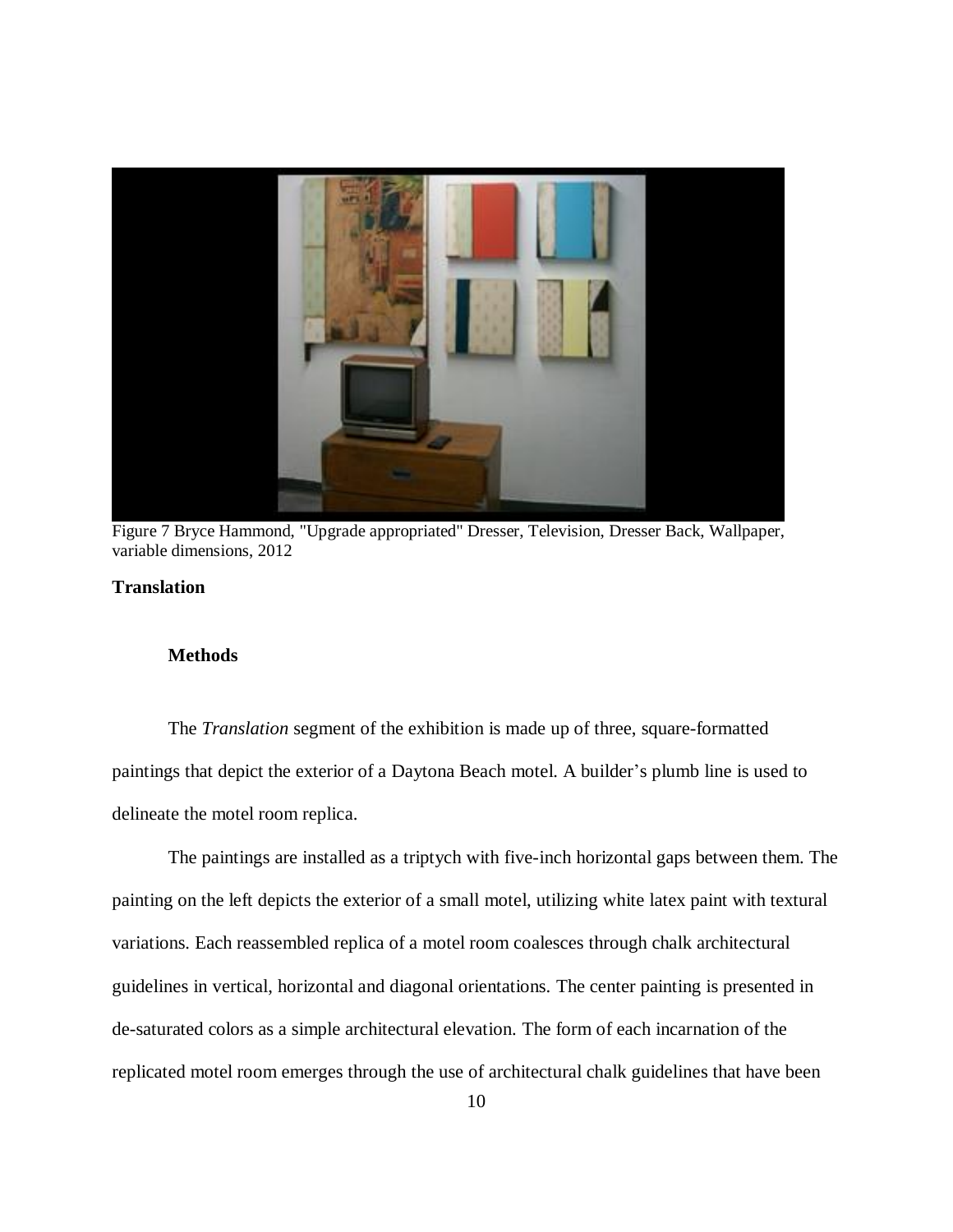Figure 7 Bryce Hammond, "Upgrade appropriated" Dresser, Television, Dresser Back, Wallpaper, variable dimensions, 2012

## Translation

### Methods

The *Translation* segment of the exhibition is made up of three, square-formatted paintings that depict the exterior of a Daytona Beach motel. A builder's plumb line is used to delineate the motel room replica.

The paintings are installed as a triptych with five-inch horizontal gaps between them. The painting on the left depicts the exterior of a small motel, utilizing white latex paint with textural variations. Each reassembled replica of a motel room coalesces through chalk architectural guidelines in vertical, horizontal and diagonal orientations. The center painting is presented in de-saturated colors as a simple architectural elevation. The form of each incarnation of the replicated motel room emerges through the use of architectural chalk guidelines that have been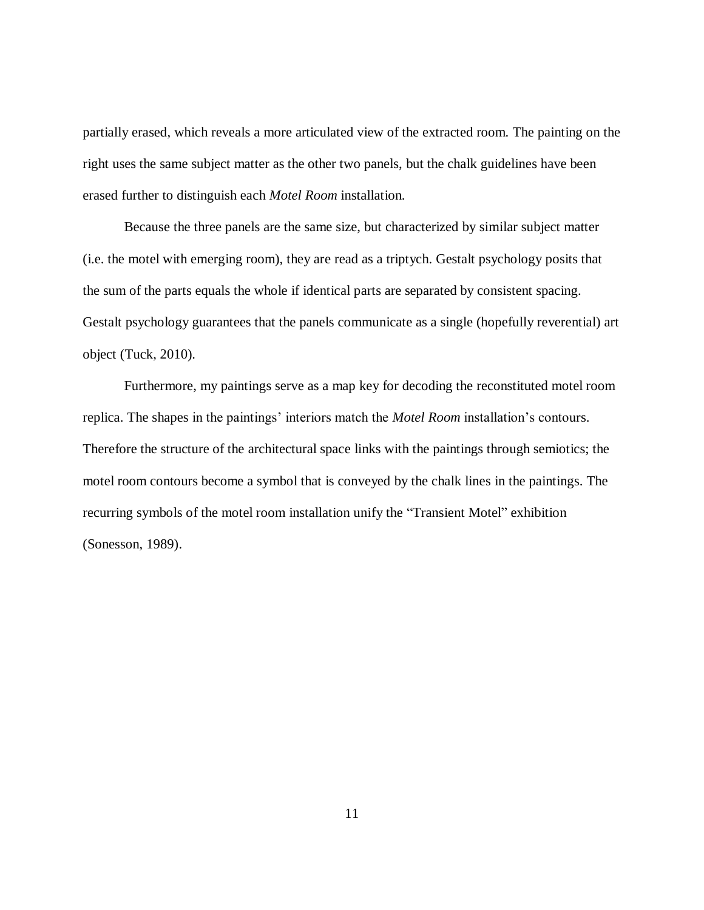partially erased, which reveals a more articulated view of the extracted room. The painting on the right uses the same subject matter as the other two panels, but the chalk guidelines have been erased further to distinguish each *Motel Room* installation.

Because the three panels are the same size, but characterized by similar subject matter (i.e. the motel with emerging room), they are read as a triptych. Gestalt psychology posits that the sum of the parts equals the whole if identical parts are separated by consistent spacing. Gestalt psychology guarantees that the panels communicate as a single (hopefully reverential) art object (Tuck, 2010).

Furthermore, my paintings serve as a map key for decoding the reconstituted motel room replica. The shapes in the paintings' interiors match the *Motel Room* installation's contours. Therefore the structure of the architectural space links with the paintings through semiotics; the motel room contours become a symbol that is conveyed by the chalk lines in the paintings. The recurring symbols of the motel room installation unify the "Transient Motel" exhibition (Sonesson, 1989).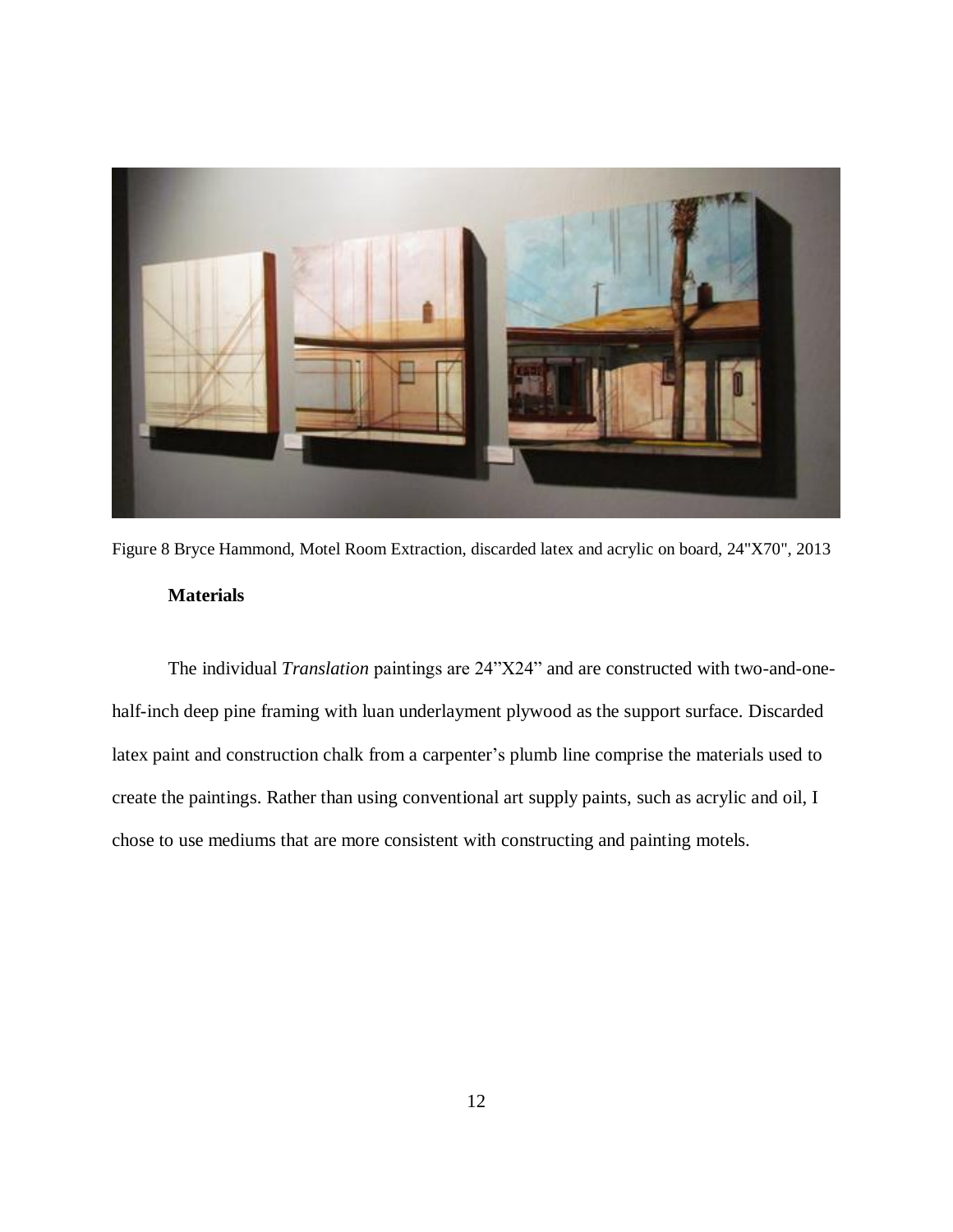Figure 8 Bryce Hammond, Motel Room Extraction, discarded latex and acrylic on board, 24"X70", 2013

### Materials

The individual *Translation* paintings are 24"X24" and are constructed with two-and-one-half-inch deep pine framing with luan underlayment plywood as the support surface. Discarded latex paint and construction chalk from a carpenter's plumb line comprise the materials used to create the paintings. Rather than using conventional art supply paints, such as acrylic and oil, I chose to use mediums that are more consistent with constructing and painting motels.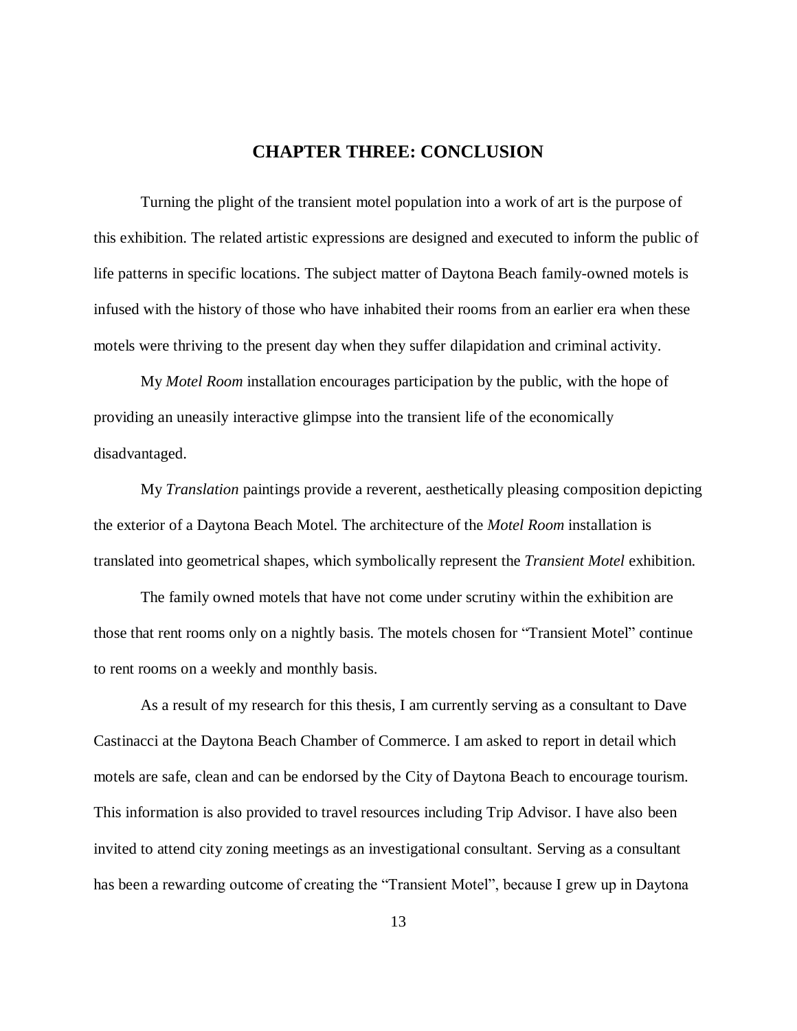# CHAPTER THREE: CONCLUSION

Turning the plight of the transient motel population into a work of art is the purpose of this exhibition. The related artistic expressions are designed and executed to inform the public of life patterns in specific locations. The subject matter of Daytona Beach family-owned motels is infused with the history of those who have inhabited their rooms from an earlier era when these motels were thriving to the present day when they suffer dilapidation and criminal activity.

My *Motel Room* installation encourages participation by the public, with the hope of providing an uneasily interactive glimpse into the transient life of the economically disadvantaged.

My *Translation* paintings provide a reverent, aesthetically pleasing composition depicting the exterior of a Daytona Beach Motel. The architecture of the *Motel Room* installation is translated into geometrical shapes, which symbolically represent the *Transient Motel* exhibition.

The family owned motels that have not come under scrutiny within the exhibition are those that rent rooms only on a nightly basis. The motels chosen for "Transient Motel" continue to rent rooms on a weekly and monthly basis.

As a result of my research for this thesis, I am currently serving as a consultant to Dave Castinacci at the Daytona Beach Chamber of Commerce. I am asked to report in detail which motels are safe, clean and can be endorsed by the City of Daytona Beach to encourage tourism. This information is also provided to travel resources including Trip Advisor. I have also been invited to attend city zoning meetings as an investigational consultant. Serving as a consultant has been a rewarding outcome of creating the "Transient Motel", because I grew up in Daytona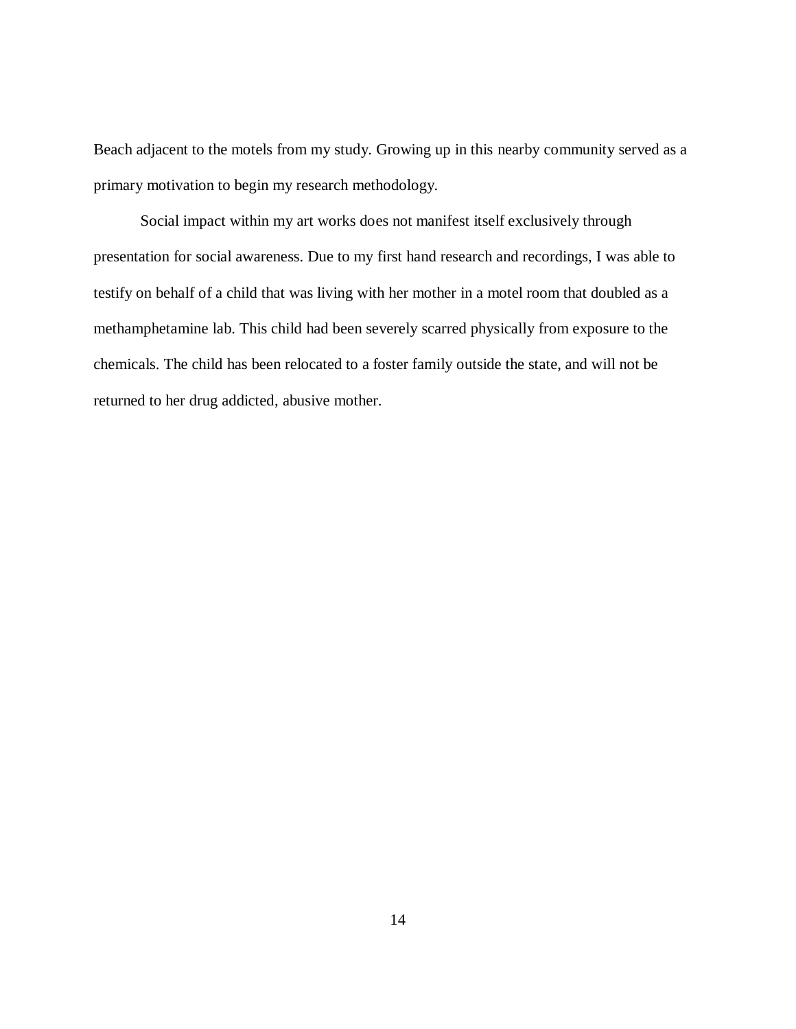Beach adjacent to the motels from my study. Growing up in this nearby community served as a primary motivation to begin my research methodology.

Social impact within my art works does not manifest itself exclusively through presentation for social awareness. Due to my first hand research and recordings, I was able to testify on behalf of a child that was living with her mother in a motel room that doubled as a methamphetamine lab. This child had been severely scarred physically from exposure to the chemicals. The child has been relocated to a foster family outside the state, and will not be returned to her drug addicted, abusive mother.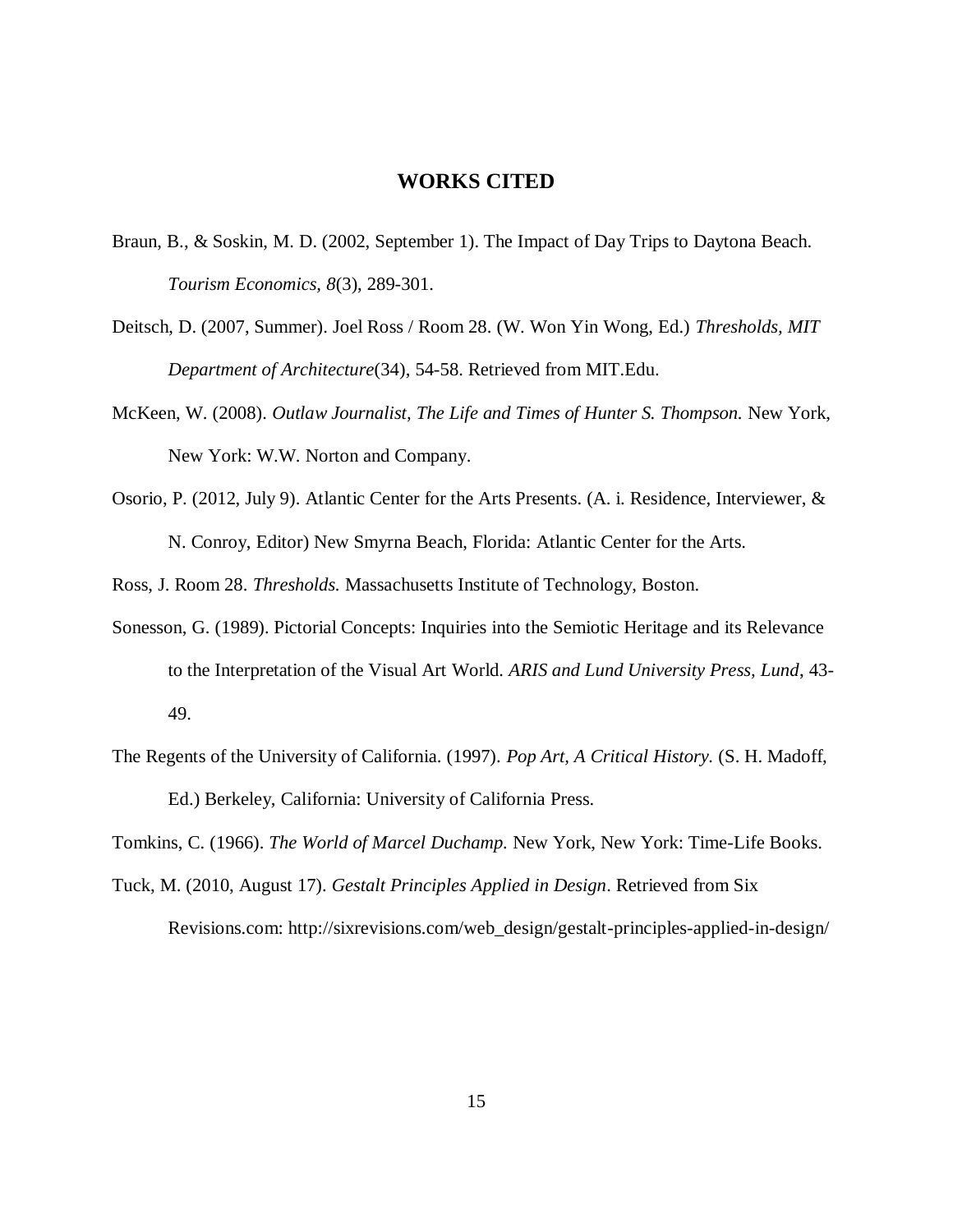# WORKS CITED

Braun, B., & Soskin, M. D. (2002, September 1). The Impact of Day Trips to Daytona Beach. *Tourism Economics, 8*(3), 289-301.

Deitsch, D. (2007, Summer). Joel Ross / Room 28. (W. Won Yin Wong, Ed.) *Thresholds, MIT Department of Architecture*(34), 54-58. Retrieved from MIT.Edu.

McKeen, W. (2008). *Outlaw Journalist, The Life and Times of Hunter S. Thompson.* New York, New York: W.W. Norton and Company.

Osorio, P. (2012, July 9). Atlantic Center for the Arts Presents. (A. i. Residence, Interviewer, & N. Conroy, Editor) New Smyrna Beach, Florida: Atlantic Center for the Arts.

Ross, J. Room 28. *Thresholds.* Massachusetts Institute of Technology, Boston.

Sonesson, G. (1989). Pictorial Concepts: Inquiries into the Semiotic Heritage and its Relevance to the Interpretation of the Visual Art World. *ARIS and Lund University Press, Lund*, 43-49.

The Regents of the University of California. (1997). *Pop Art, A Critical History.* (S. H. Madoff, Ed.) Berkeley, California: University of California Press.

Tomkins, C. (1966). *The World of Marcel Duchamp.* New York, New York: Time-Life Books.

Tuck, M. (2010, August 17). *Gestalt Principles Applied in Design*. Retrieved from Six Revisions.com: http://sixrevisions.com/web_design/gestalt-principles-applied-in-design/